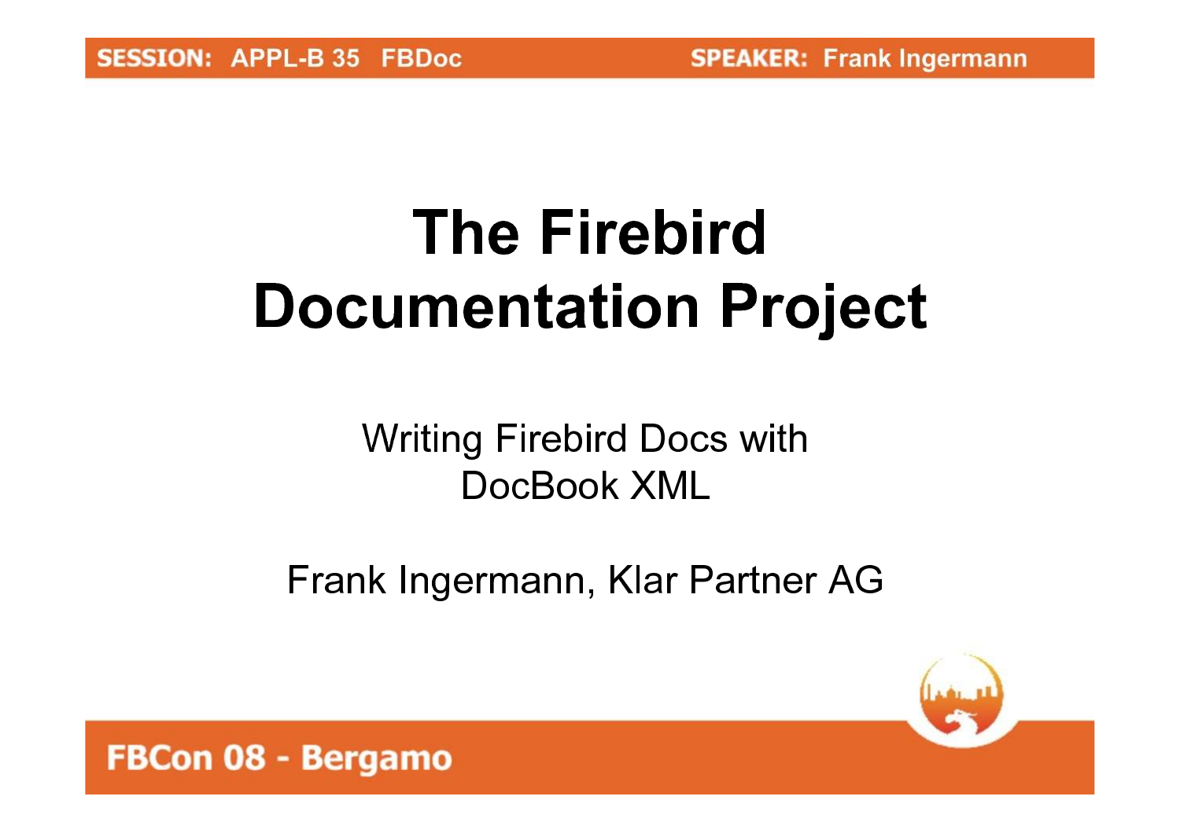# The Firebird Documentation Project

Writing Firebird Docs with DocBook XML

Frank Ingermann, Klar Partner AG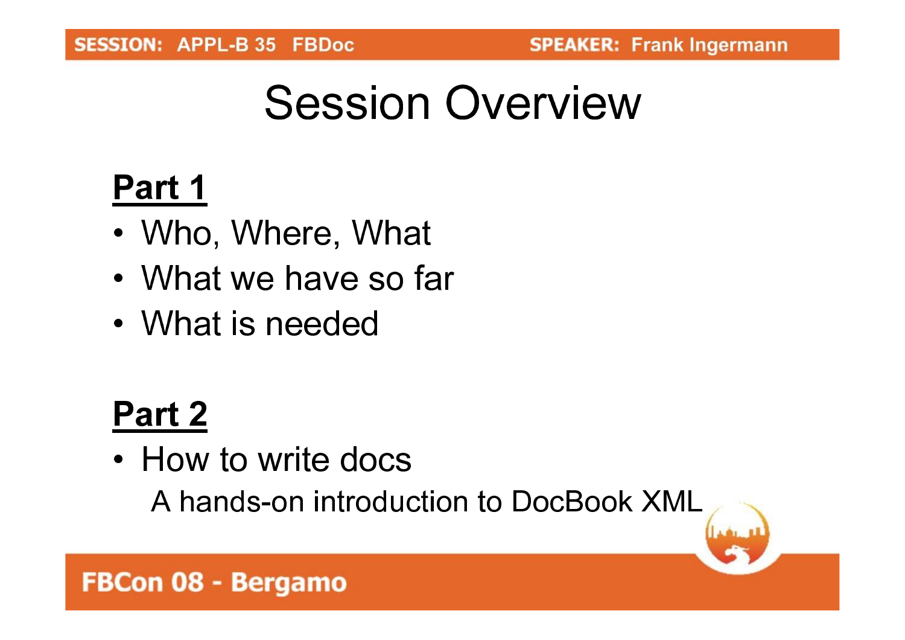# Session Overview

**Part 1**

- Who, Where, What
- What we have so far
- What is needed

**Part 2**

- How to write docs

  A hands-on introduction to DocBook XML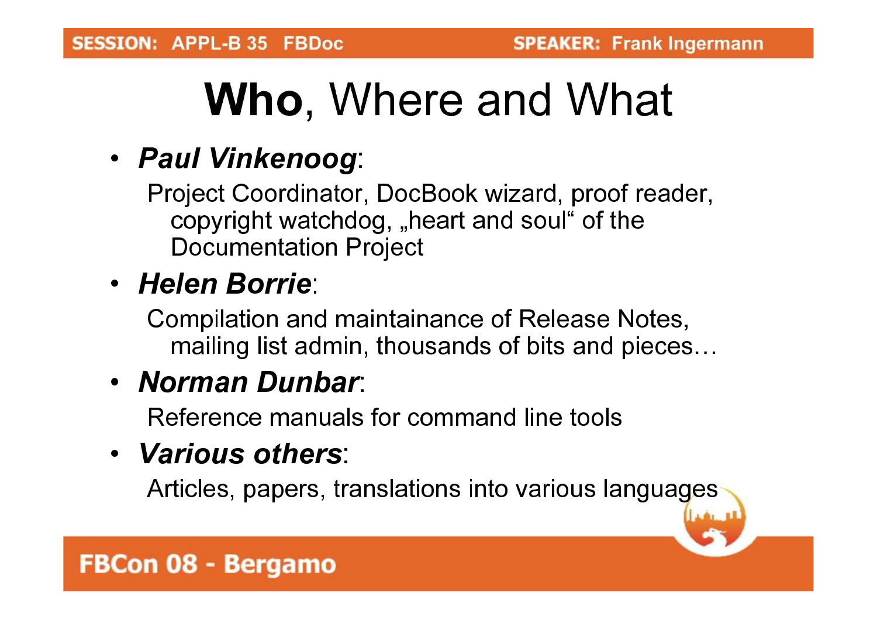# **Who**, Where and What

- ***Paul Vinkenoog***:

  Project Coordinator, DocBook wizard, proof reader, copyright watchdog, „heart and soul" of the Documentation Project

- ***Helen Borrie***:

  Compilation and maintainance of Release Notes, mailing list admin, thousands of bits and pieces…

- ***Norman Dunbar***:

  Reference manuals for command line tools

- ***Various others***:

  Articles, papers, translations into various languages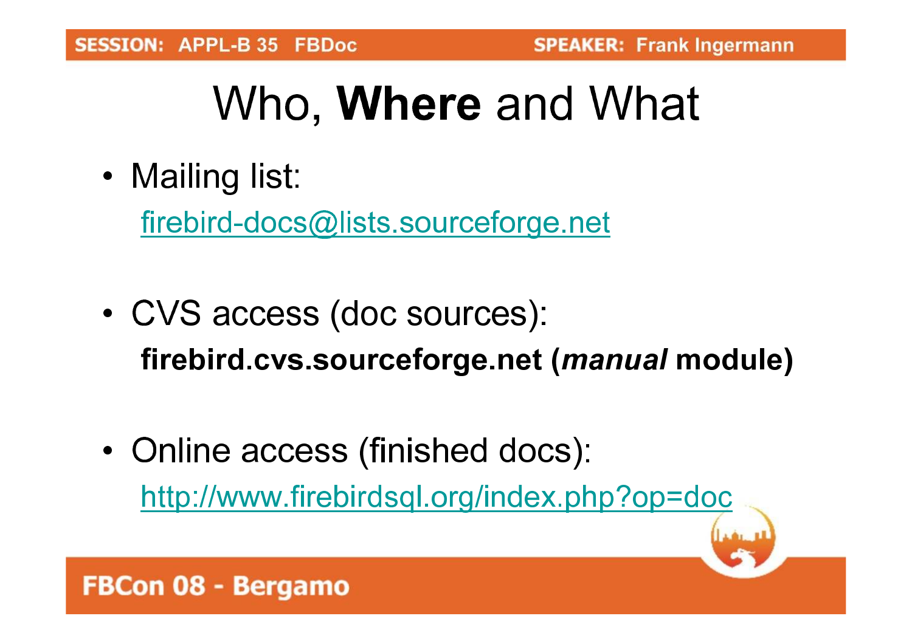# Who, **Where** and What

- Mailing list:

  firebird-docs@lists.sourceforge.net

- CVS access (doc sources):

  **firebird.cvs.sourceforge.net (*manual* module)**

- Online access (finished docs):

  http://www.firebirdsql.org/index.php?op=doc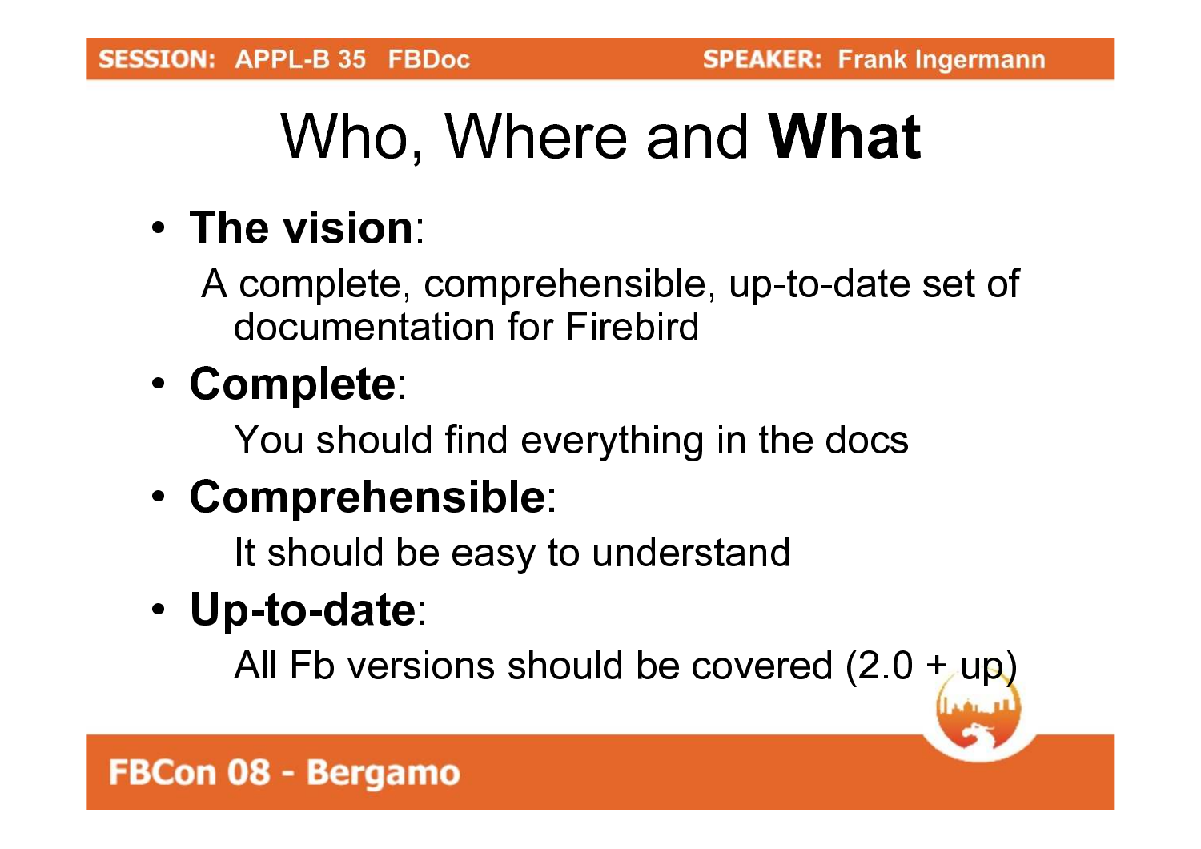# Who, Where and **What**

- **The vision**:

  A complete, comprehensible, up-to-date set of documentation for Firebird

- **Complete**:

  You should find everything in the docs

- **Comprehensible**:

  It should be easy to understand

- **Up-to-date**:

  All Fb versions should be covered (2.0 + up)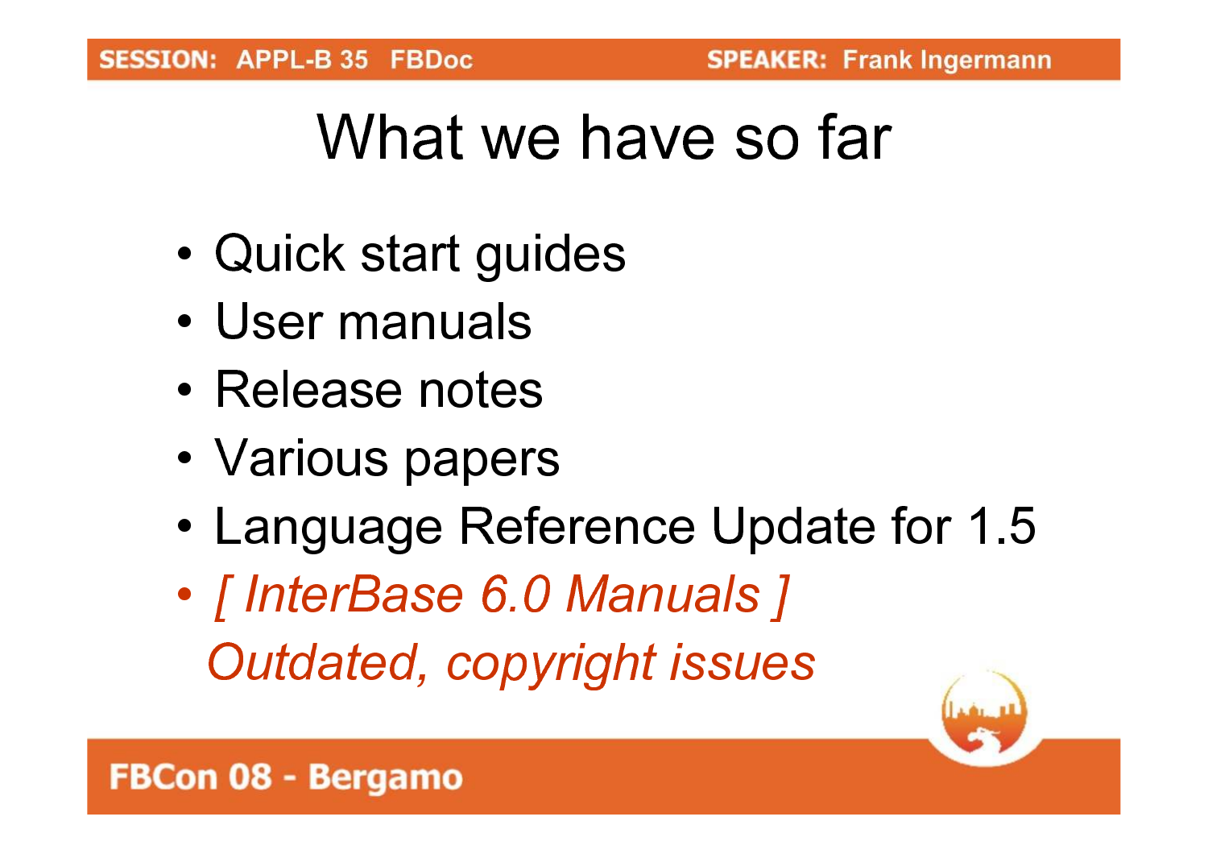# What we have so far

- Quick start guides
- User manuals
- Release notes
- Various papers
- Language Reference Update for 1.5
- *[ InterBase 6.0 Manuals ]*
  *Outdated, copyright issues*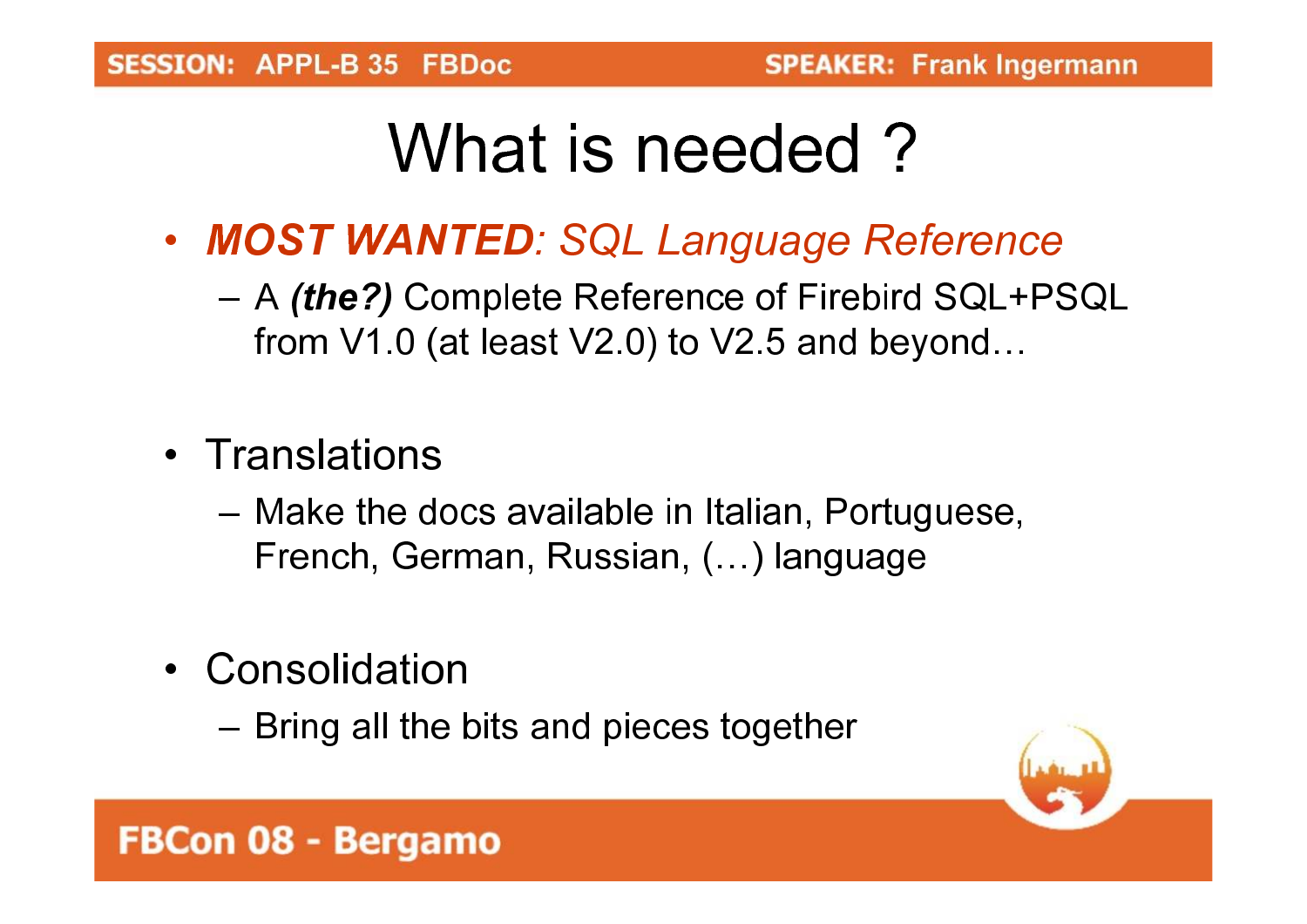# What is needed ?

- ***MOST WANTED**: SQL Language Reference*
  - A ***(the?)*** Complete Reference of Firebird SQL+PSQL from V1.0 (at least V2.0) to V2.5 and beyond…
- Translations
  - Make the docs available in Italian, Portuguese, French, German, Russian, (…) language
- Consolidation
  - Bring all the bits and pieces together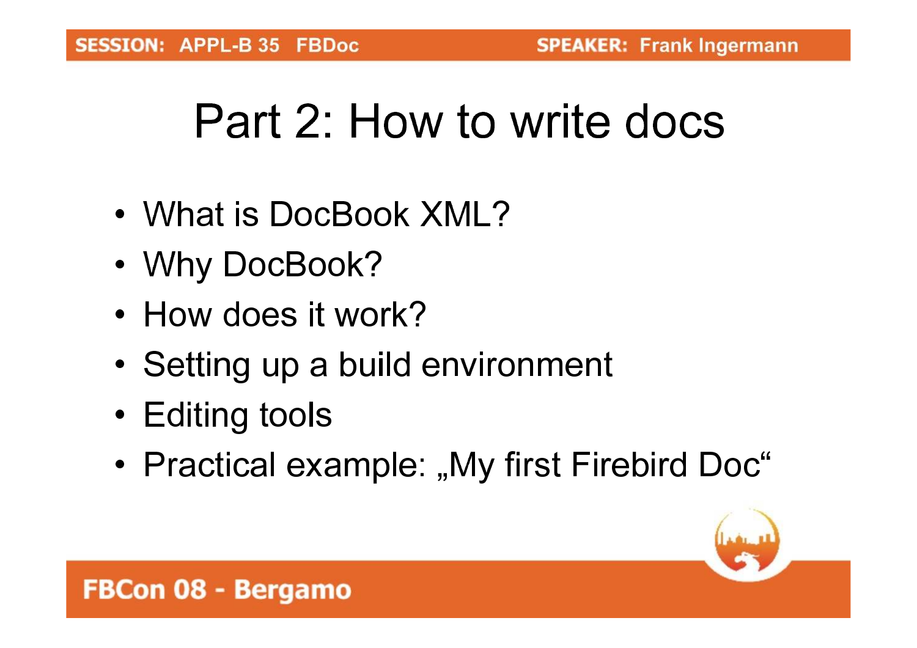# Part 2: How to write docs

- What is DocBook XML?
- Why DocBook?
- How does it work?
- Setting up a build environment
- Editing tools
- Practical example: „My first Firebird Doc“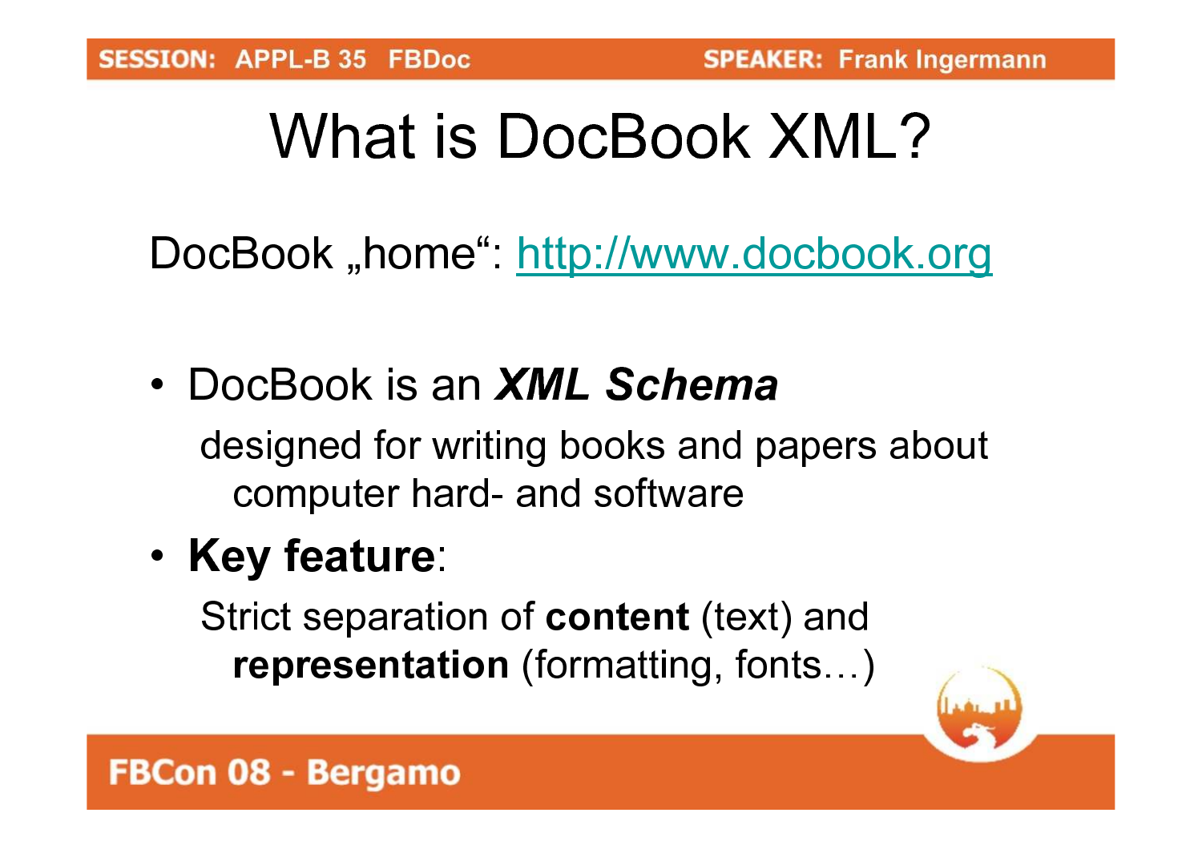# What is DocBook XML?

DocBook „home“: http://www.docbook.org

- DocBook is an ***XML Schema***
  designed for writing books and papers about computer hard- and software
- **Key feature**:
  Strict separation of **content** (text) and **representation** (formatting, fonts…)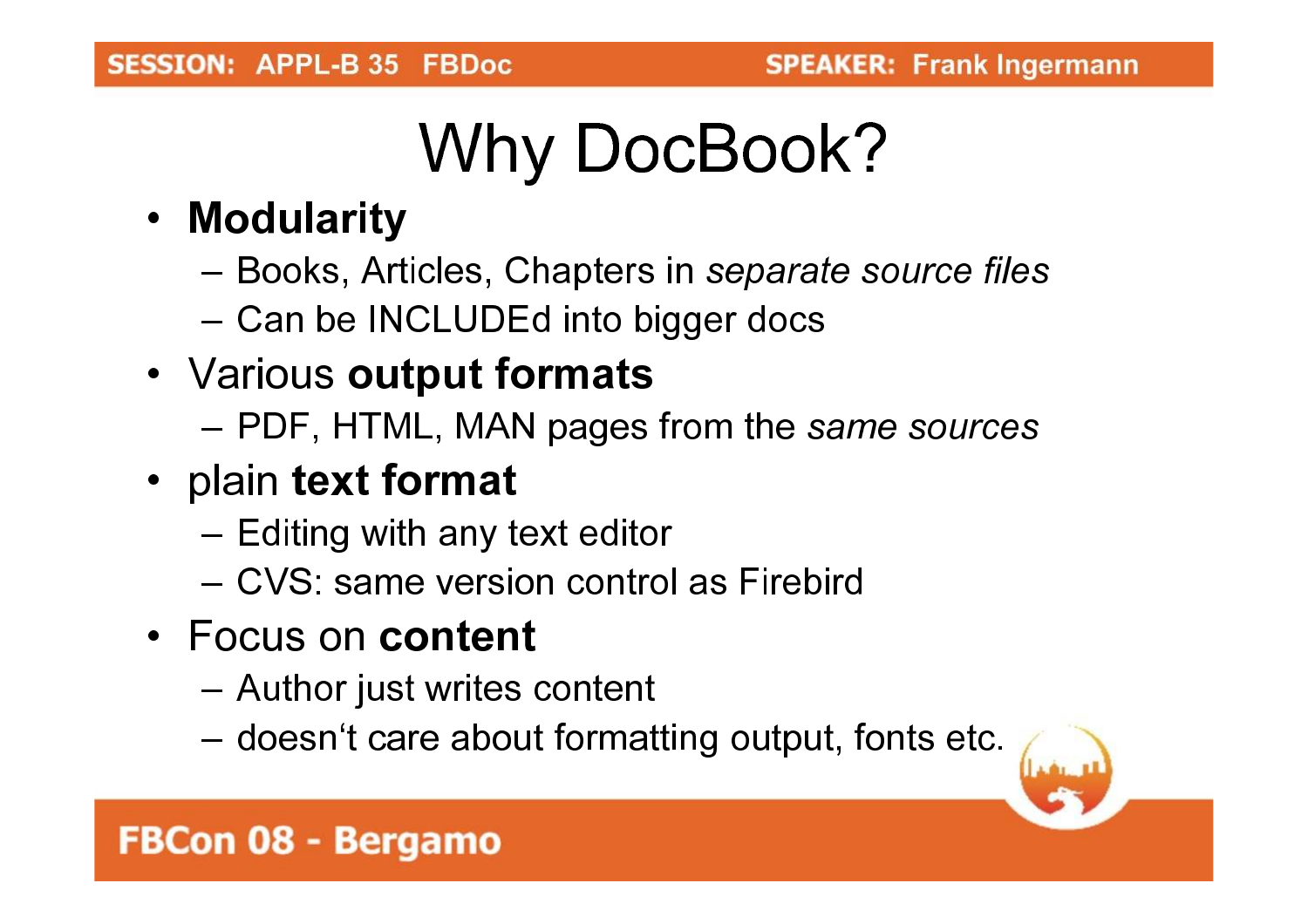# Why DocBook?

- **Modularity**
  - Books, Articles, Chapters in *separate source files*
  - Can be INCLUDEd into bigger docs
- Various **output formats**
  - PDF, HTML, MAN pages from the *same sources*
- plain **text format**
  - Editing with any text editor
  - CVS: same version control as Firebird
- Focus on **content**
  - Author just writes content
  - doesn‘t care about formatting output, fonts etc.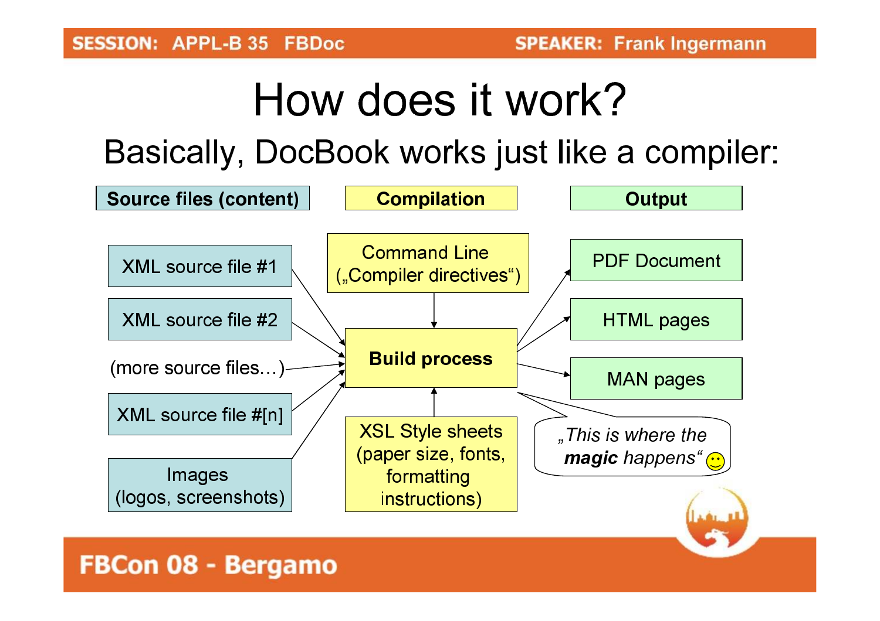# How does it work?

## Basically, DocBook works just like a compiler:

| Source files (content) | Compilation | Output |
|---|---|---|
| XML source file #1 | Command Line („Compiler directives“) | PDF Document |
| XML source file #2 | **Build process** | HTML pages |
| (more source files…) | XSL Style sheets (paper size, fonts, formatting instructions) | MAN pages |
| XML source file #[n] | | |
| Images (logos, screenshots) | | |

*„This is where the **magic** happens“* ☺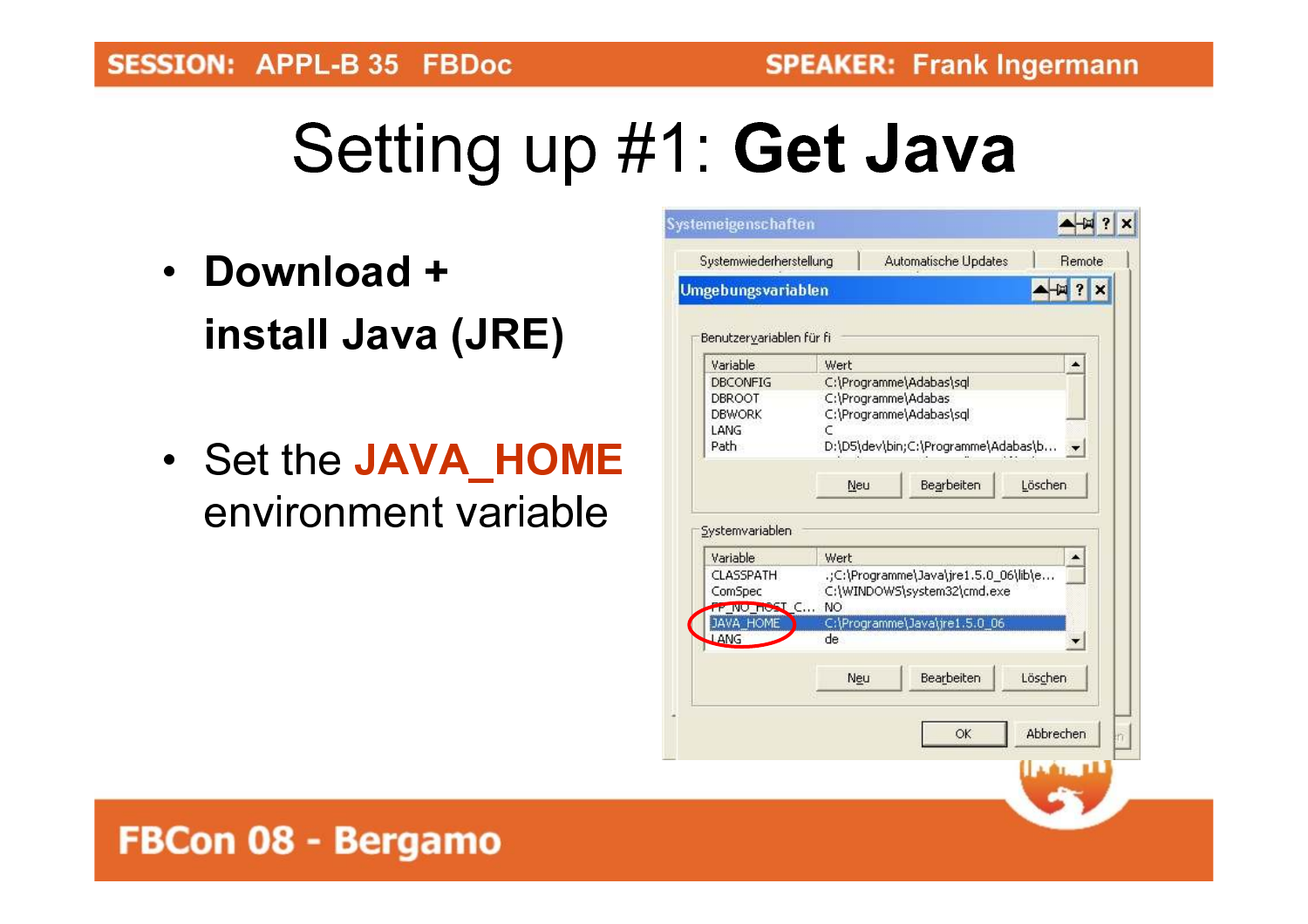# Setting up #1: **Get Java**

- **Download + install Java (JRE)**
- Set the **JAVA_HOME** environment variable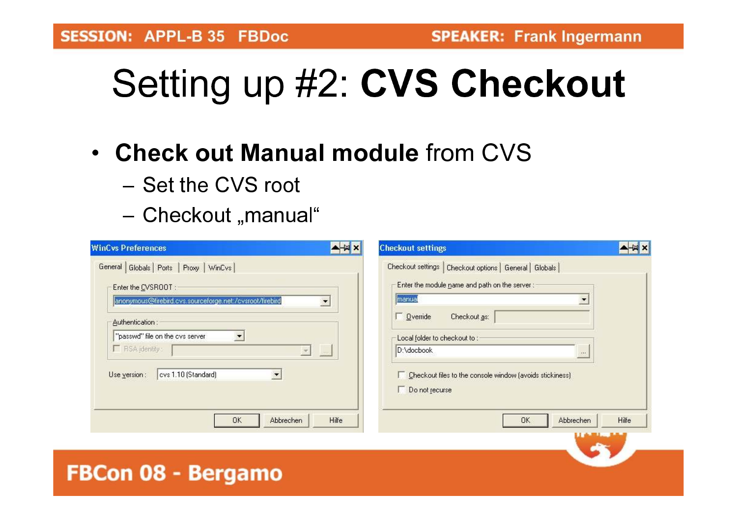# Setting up #2: **CVS Checkout**

- **Check out Manual module** from CVS
  - Set the CVS root
  - Checkout „manual“

WinCvs Preferences

General | Globals | Ports | Proxy | WinCvs

Enter the CVSROOT :

anonymous@firebird.cvs.sourceforge.net:/cvsroot/firebird

Authentication :

"passwd" file on the cvs server

RSA identity :

Use version : cvs 1.10 (Standard)

OK | Abbrechen | Hilfe

Checkout settings

Checkout settings | Checkout options | General | Globals

Enter the module name and path on the server :

manual

Override    Checkout as:

Local folder to checkout to :

D:\docbook

Checkout files to the console window (avoids stickiness)

Do not recurse

OK | Abbrechen | Hilfe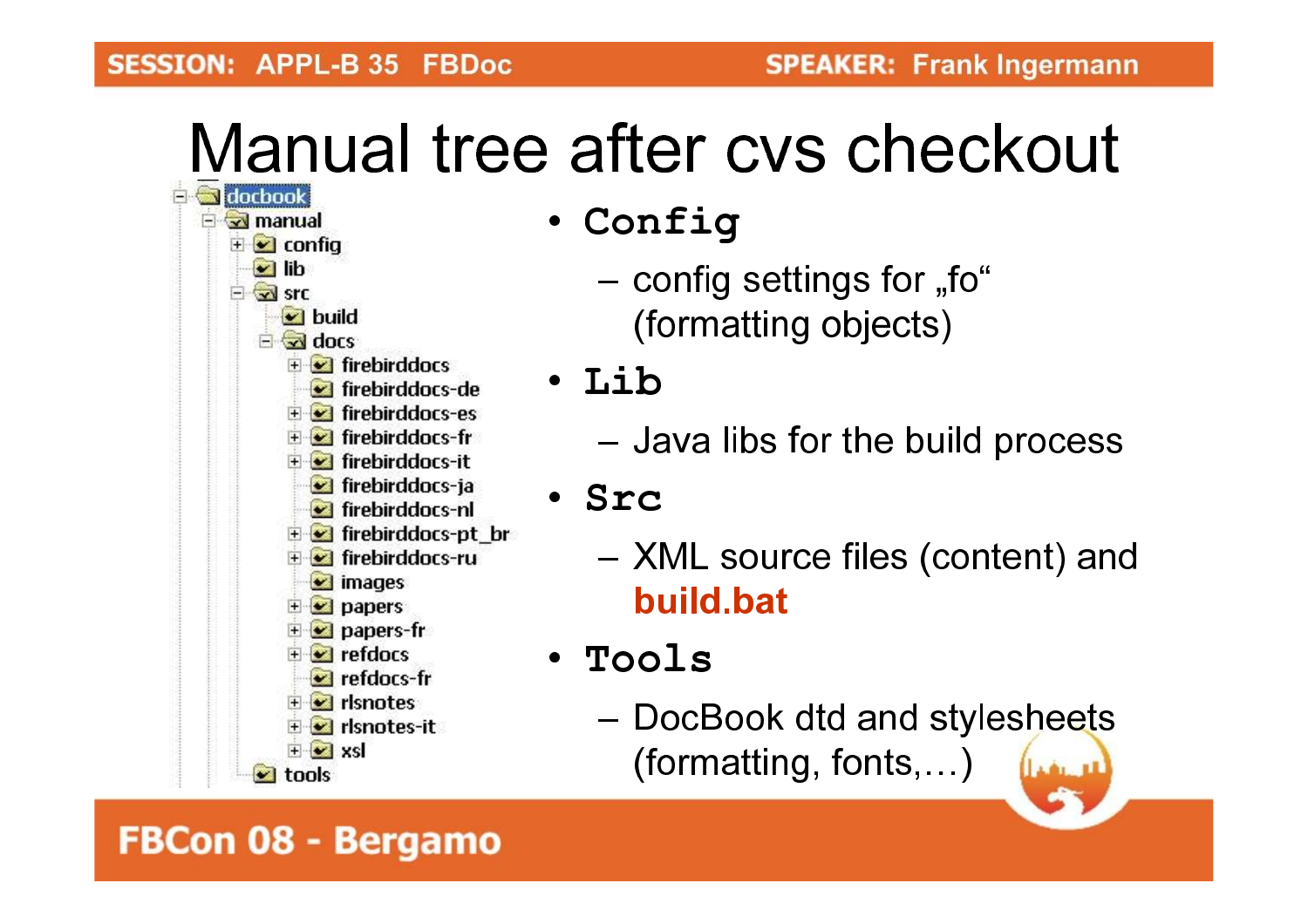# Manual tree after cvs checkout

- docbook
  - manual
    - config
    - lib
    - src
      - build
      - docs
        - firebirddocs
        - firebirddocs-de
        - firebirddocs-es
        - firebirddocs-fr
        - firebirddocs-it
        - firebirddocs-ja
        - firebirddocs-nl
        - firebirddocs-pt_br
        - firebirddocs-ru
        - images
        - papers
        - papers-fr
        - refdocs
        - refdocs-fr
        - rlsnotes
        - rlsnotes-it
        - xsl
    - tools

- **Config**
  - config settings for „fo“ (formatting objects)
- **Lib**
  - Java libs for the build process
- **Src**
  - XML source files (content) and **build.bat**
- **Tools**
  - DocBook dtd and stylesheets (formatting, fonts,…)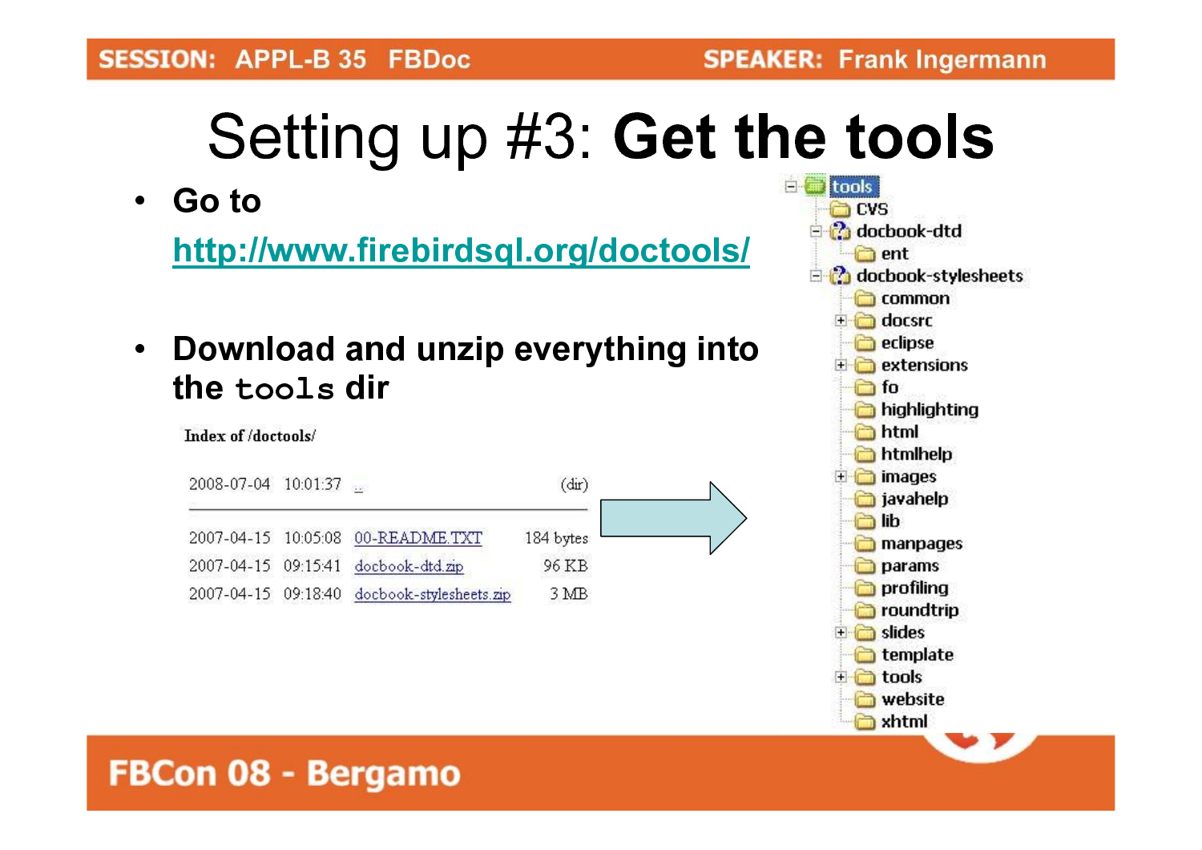# Setting up #3: **Get the tools**

- **Go to**

  **http://www.firebirdsql.org/doctools/**

- **Download and unzip everything into the `tools` dir**

Index of /doctools/

| | | | |
|---|---|---|---|
| 2008-07-04 | 10:01:37 | .. | (dir) |
| 2007-04-15 | 10:05:08 | 00-README.TXT | 184 bytes |
| 2007-04-15 | 09:15:41 | docbook-dtd.zip | 96 KB |
| 2007-04-15 | 09:18:40 | docbook-stylesheets.zip | 3 MB |

```
tools
├── CVS
├── docbook-dtd
│   └── ent
└── docbook-stylesheets
    ├── common
    ├── docsrc
    ├── eclipse
    ├── extensions
    ├── fo
    ├── highlighting
    ├── html
    ├── htmlhelp
    ├── images
    ├── javahelp
    ├── lib
    ├── manpages
    ├── params
    ├── profiling
    ├── roundtrip
    ├── slides
    ├── template
    ├── tools
    ├── website
    └── xhtml
```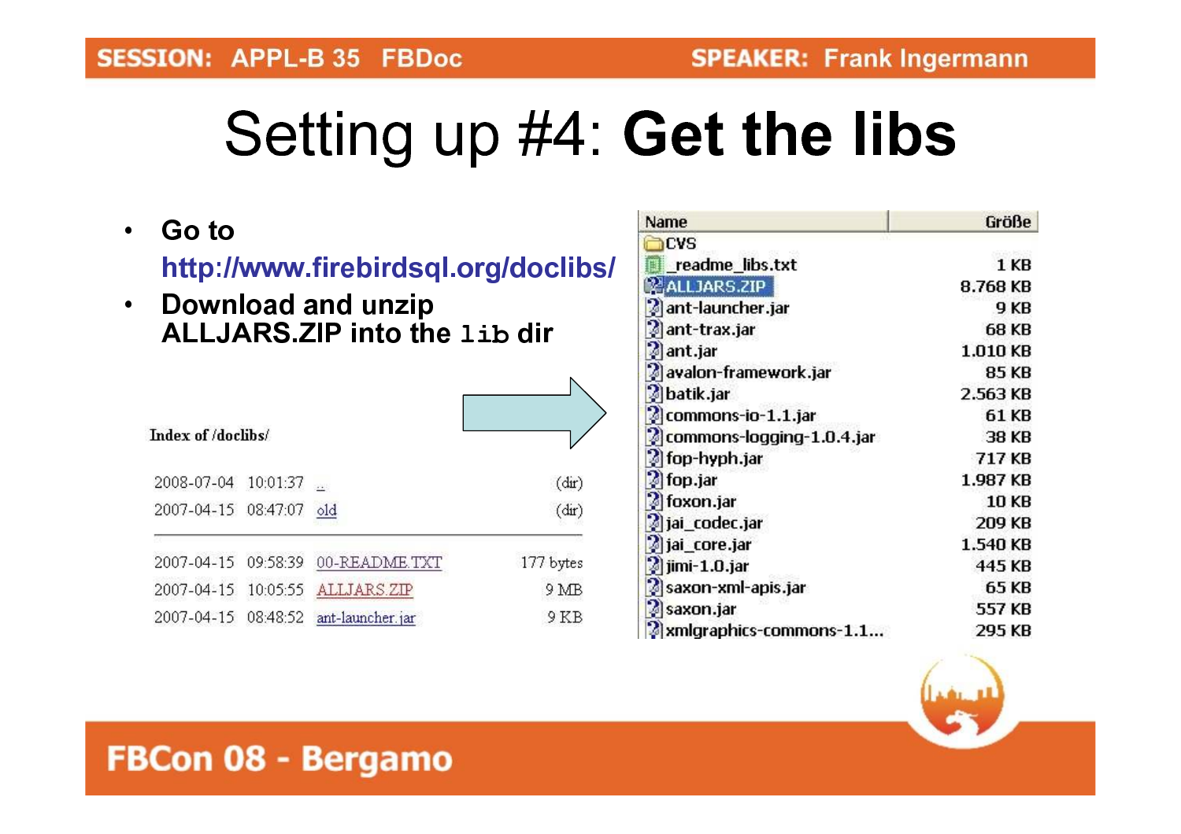# Setting up #4: **Get the libs**

- **Go to http://www.firebirdsql.org/doclibs/**
- **Download and unzip ALLJARS.ZIP into the `lib` dir**

Index of /doclibs/

| | | | |
|---|---|---|---|
| 2008-07-04 | 10:01:37 | .. | (dir) |
| 2007-04-15 | 08:47:07 | old | (dir) |
| 2007-04-15 | 09:58:39 | 00-README.TXT | 177 bytes |
| 2007-04-15 | 10:05:55 | ALLJARS.ZIP | 9 MB |
| 2007-04-15 | 08:48:52 | ant-launcher.jar | 9 KB |

| Name | Größe |
|---|---|
| CVS | |
| _readme_libs.txt | 1 KB |
| ALLJARS.ZIP | 8.768 KB |
| ant-launcher.jar | 9 KB |
| ant-trax.jar | 68 KB |
| ant.jar | 1.010 KB |
| avalon-framework.jar | 85 KB |
| batik.jar | 2.563 KB |
| commons-io-1.1.jar | 61 KB |
| commons-logging-1.0.4.jar | 38 KB |
| fop-hyph.jar | 717 KB |
| fop.jar | 1.987 KB |
| foxon.jar | 10 KB |
| jai_codec.jar | 209 KB |
| jai_core.jar | 1.540 KB |
| jimi-1.0.jar | 445 KB |
| saxon-xml-apis.jar | 65 KB |
| saxon.jar | 557 KB |
| xmlgraphics-commons-1.1... | 295 KB |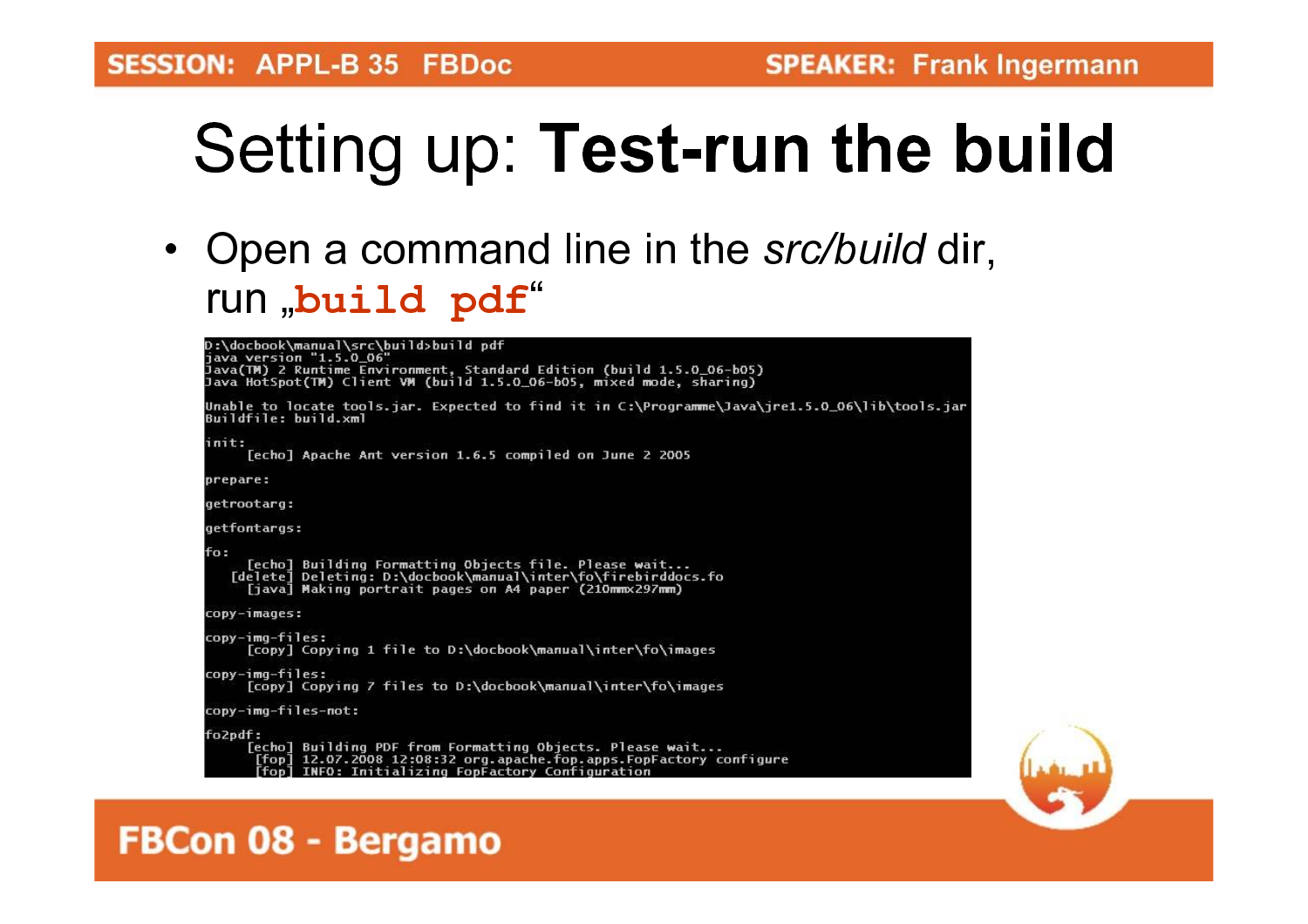# Setting up: **Test-run the build**

- Open a command line in the *src/build* dir, run „**`build pdf`**“

```
D:\docbook\manual\src\build>build pdf
java version "1.5.0_06"
Java(TM) 2 Runtime Environment, Standard Edition (build 1.5.0_06-b05)
Java HotSpot(TM) Client VM (build 1.5.0_06-b05, mixed mode, sharing)

Unable to locate tools.jar. Expected to find it in C:\Programme\Java\jre1.5.0_06\lib\tools.jar
Buildfile: build.xml

init:
     [echo] Apache Ant version 1.6.5 compiled on June 2 2005

prepare:

getrootarg:

getfontargs:

fo:
     [echo] Building Formatting Objects file. Please wait...
   [delete] Deleting: D:\docbook\manual\inter\fo\firebirddocs.fo
     [java] Making portrait pages on A4 paper (210mmx297mm)

copy-images:

copy-img-files:
     [copy] Copying 1 file to D:\docbook\manual\inter\fo\images

copy-img-files:
     [copy] Copying 7 files to D:\docbook\manual\inter\fo\images

copy-img-files-not:

fo2pdf:
     [echo] Building PDF from Formatting Objects. Please wait...
      [fop] 12.07.2008 12:08:32 org.apache.fop.apps.FopFactory configure
      [fop] INFO: Initializing FopFactory Configuration
```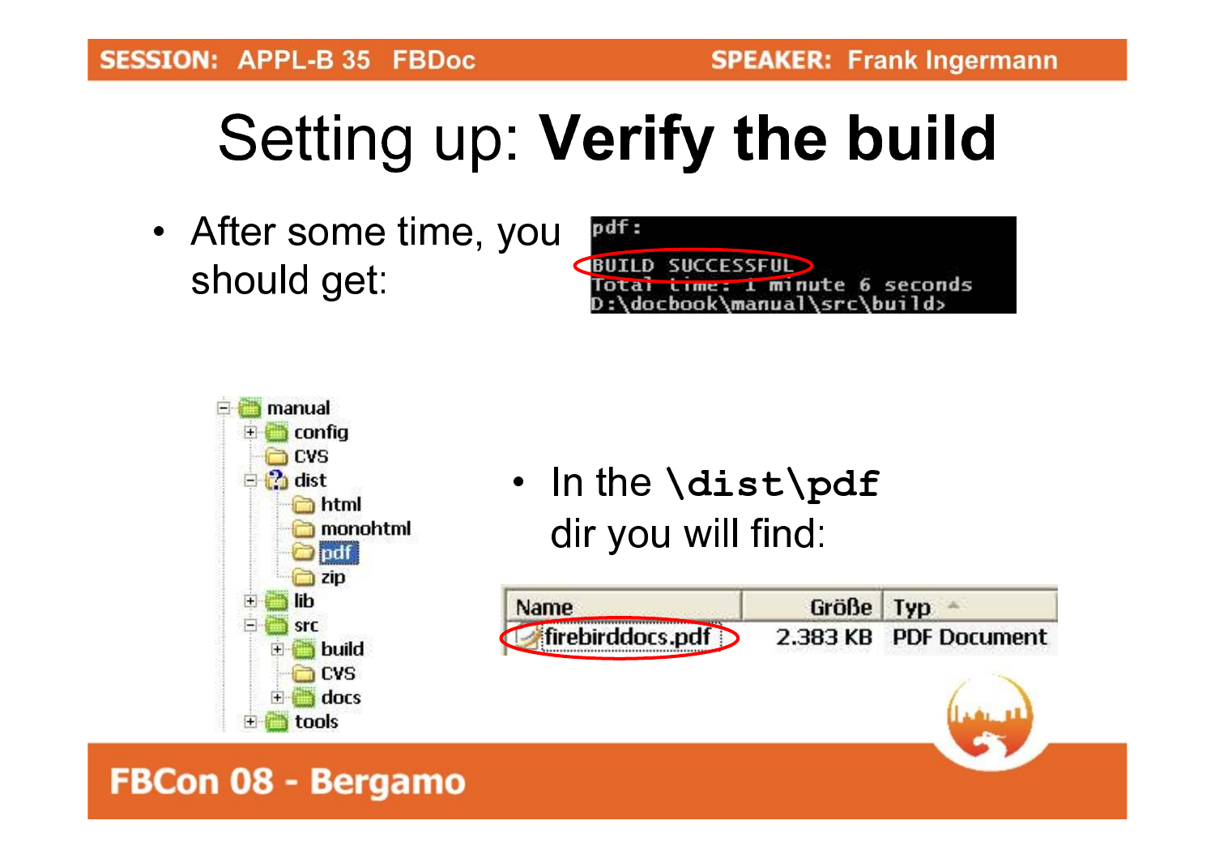# Setting up: **Verify the build**

- After some time, you should get:

```
pdf:

BUILD SUCCESSFUL
Total time: 1 minute 6 seconds
D:\docbook\manual\src\build>
```

```
manual
  config
  CVS
  dist
    html
    monohtml
    pdf
    zip
  lib
  src
    build
    CVS
    docs
  tools
```

- In the `\dist\pdf` dir you will find:

| Name | Größe | Typ |
|---|---|---|
| firebirddocs.pdf | 2.383 KB | PDF Document |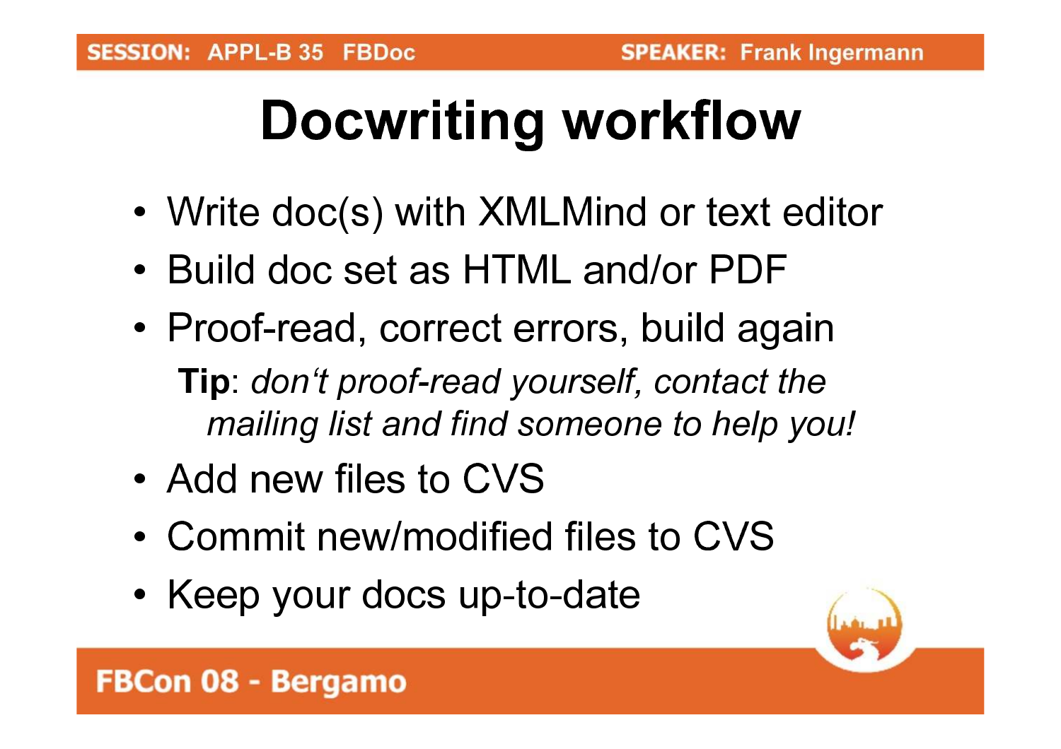# Docwriting workflow

- Write doc(s) with XMLMind or text editor
- Build doc set as HTML and/or PDF
- Proof-read, correct errors, build again

  **Tip**: *don‘t proof-read yourself, contact the mailing list and find someone to help you!*

- Add new files to CVS
- Commit new/modified files to CVS
- Keep your docs up-to-date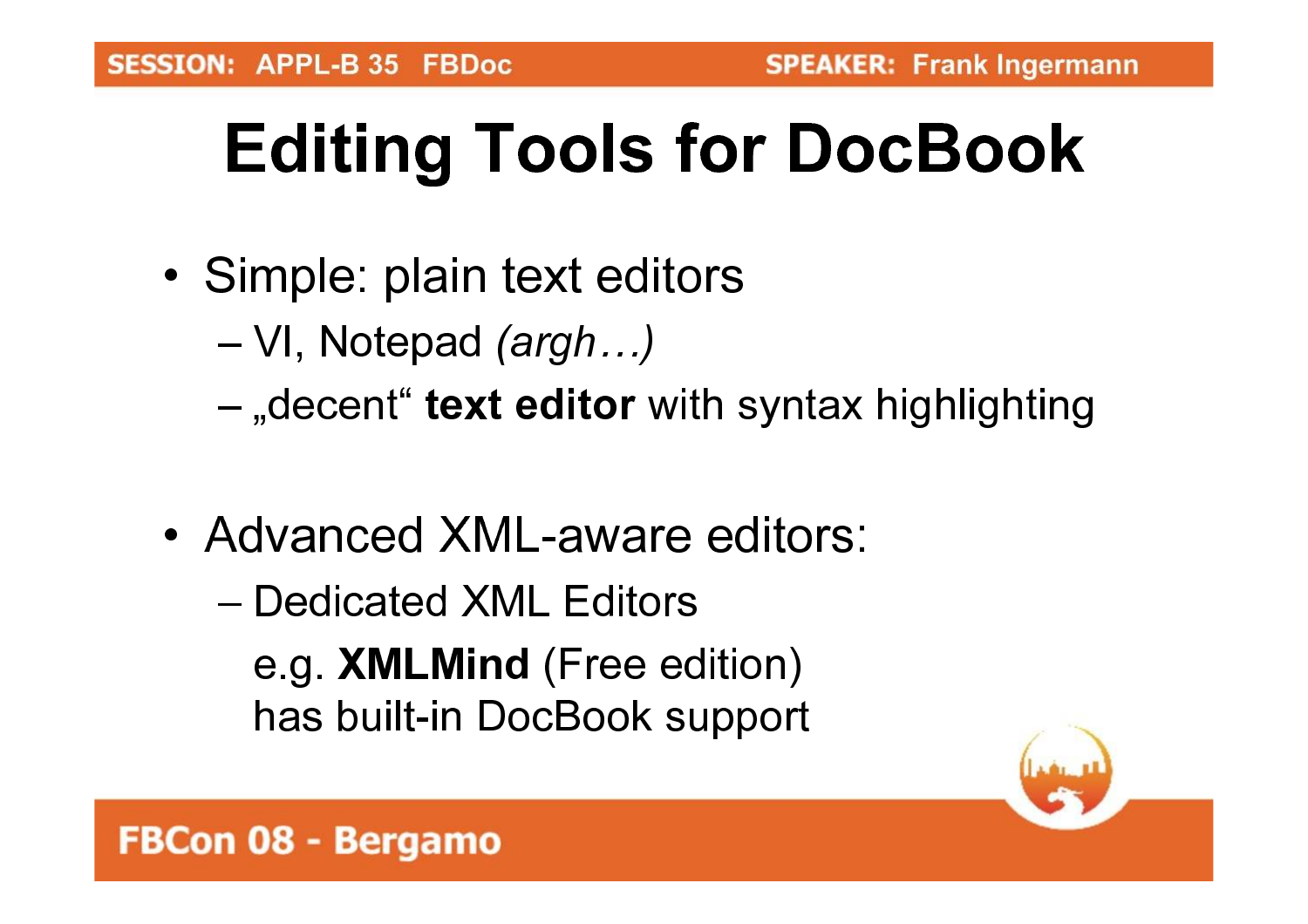# Editing Tools for DocBook

- Simple: plain text editors
  - VI, Notepad *(argh…)*
  - „decent“ **text editor** with syntax highlighting
- Advanced XML-aware editors:
  - Dedicated XML Editors

    e.g. **XMLMind** (Free edition)
    has built-in DocBook support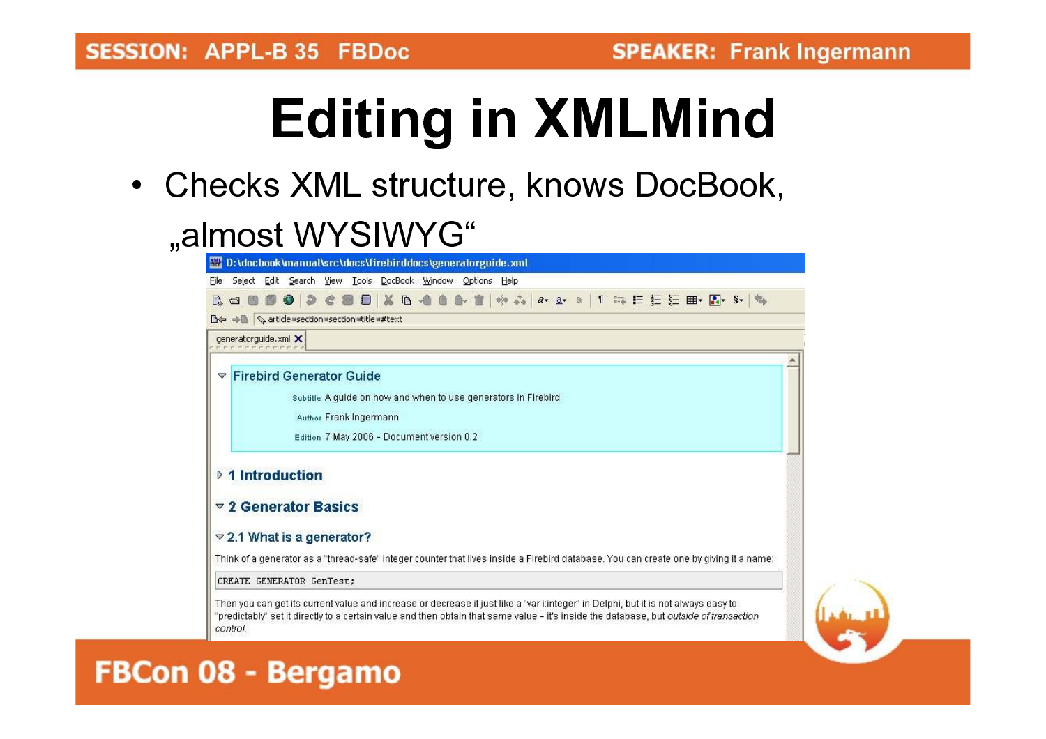# Editing in XMLMind

- Checks XML structure, knows DocBook, „almost WYSIWYG"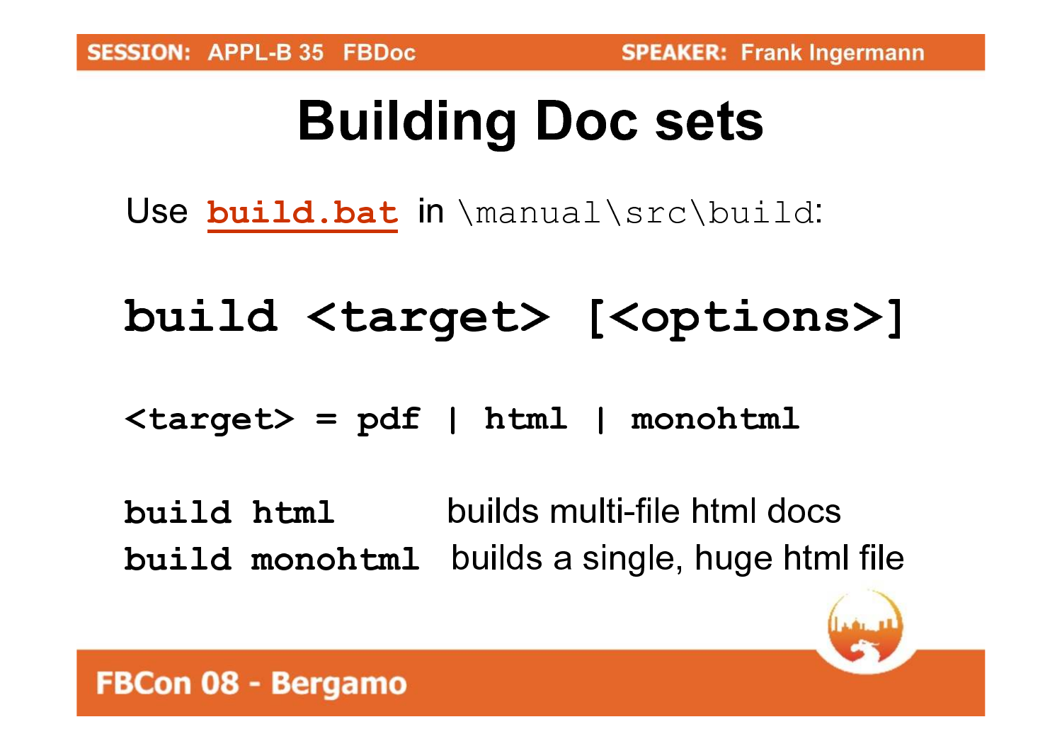# Building Doc sets

Use **build.bat** in `\manual\src\build`:

```
build <target> [<options>]
```

```
<target> = pdf | html | monohtml
```

| | |
|---|---|
| `build html` | builds multi-file html docs |
| `build monohtml` | builds a single, huge html file |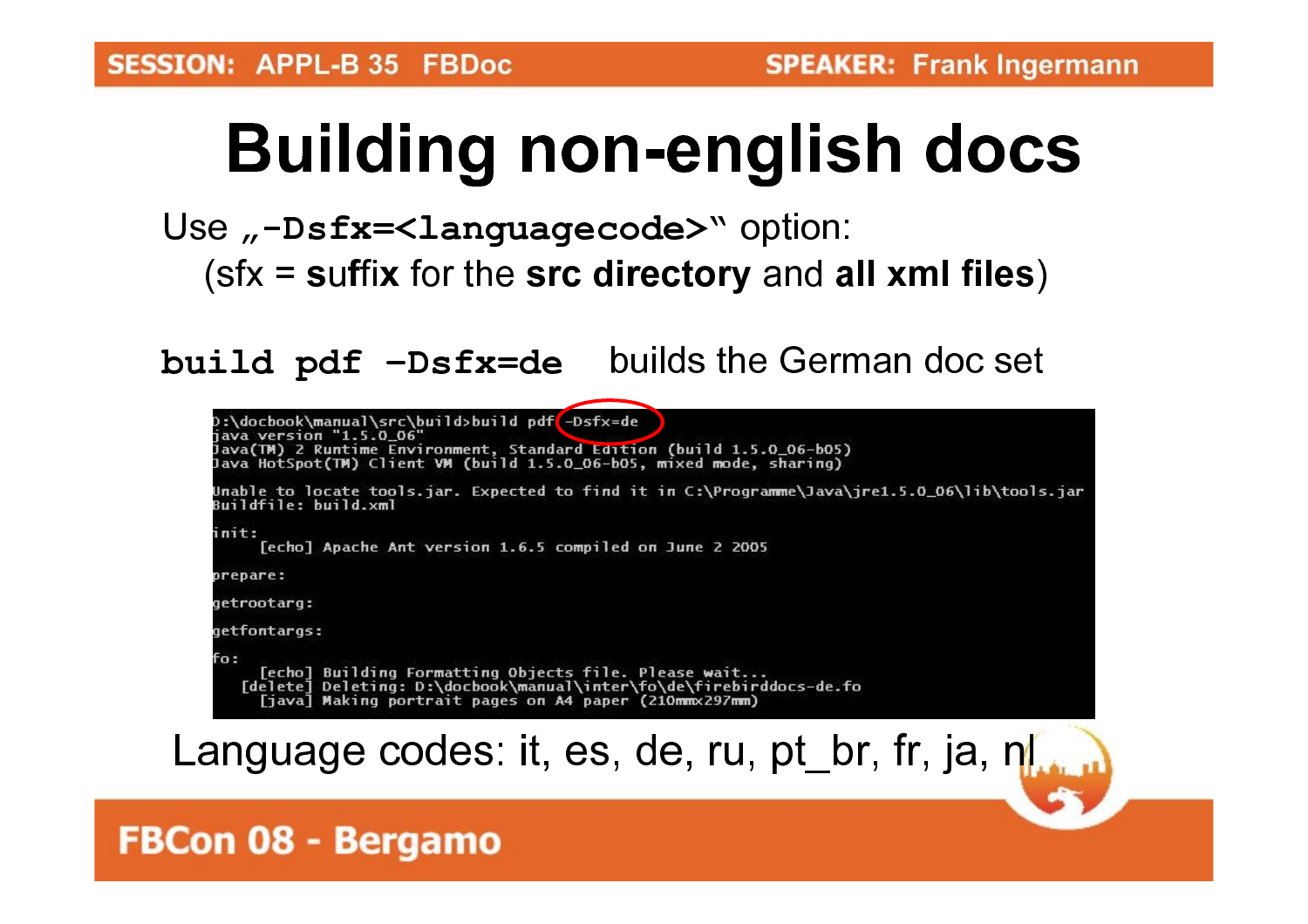# Building non-english docs

Use „**-Dsfx=<languagecode>**" option:

(sfx = **suffix** for the **src directory** and **all xml files**)

**build pdf -Dsfx=de** builds the German doc set

```
D:\docbook\manual\src\build>build pdf -Dsfx=de
java version "1.5.0_06"
Java(TM) 2 Runtime Environment, Standard Edition (build 1.5.0_06-b05)
Java HotSpot(TM) Client VM (build 1.5.0_06-b05, mixed mode, sharing)

Unable to locate tools.jar. Expected to find it in C:\Programme\Java\jre1.5.0_06\lib\tools.jar
Buildfile: build.xml

init:
     [echo] Apache Ant version 1.6.5 compiled on June 2 2005

prepare:

getrootarg:

getfontargs:

fo:
     [echo] Building Formatting Objects file. Please wait...
   [delete] Deleting: D:\docbook\manual\inter\fo\de\firebirddocs-de.fo
     [java] Making portrait pages on A4 paper (210mmx297mm)
```

Language codes: it, es, de, ru, pt_br, fr, ja, nl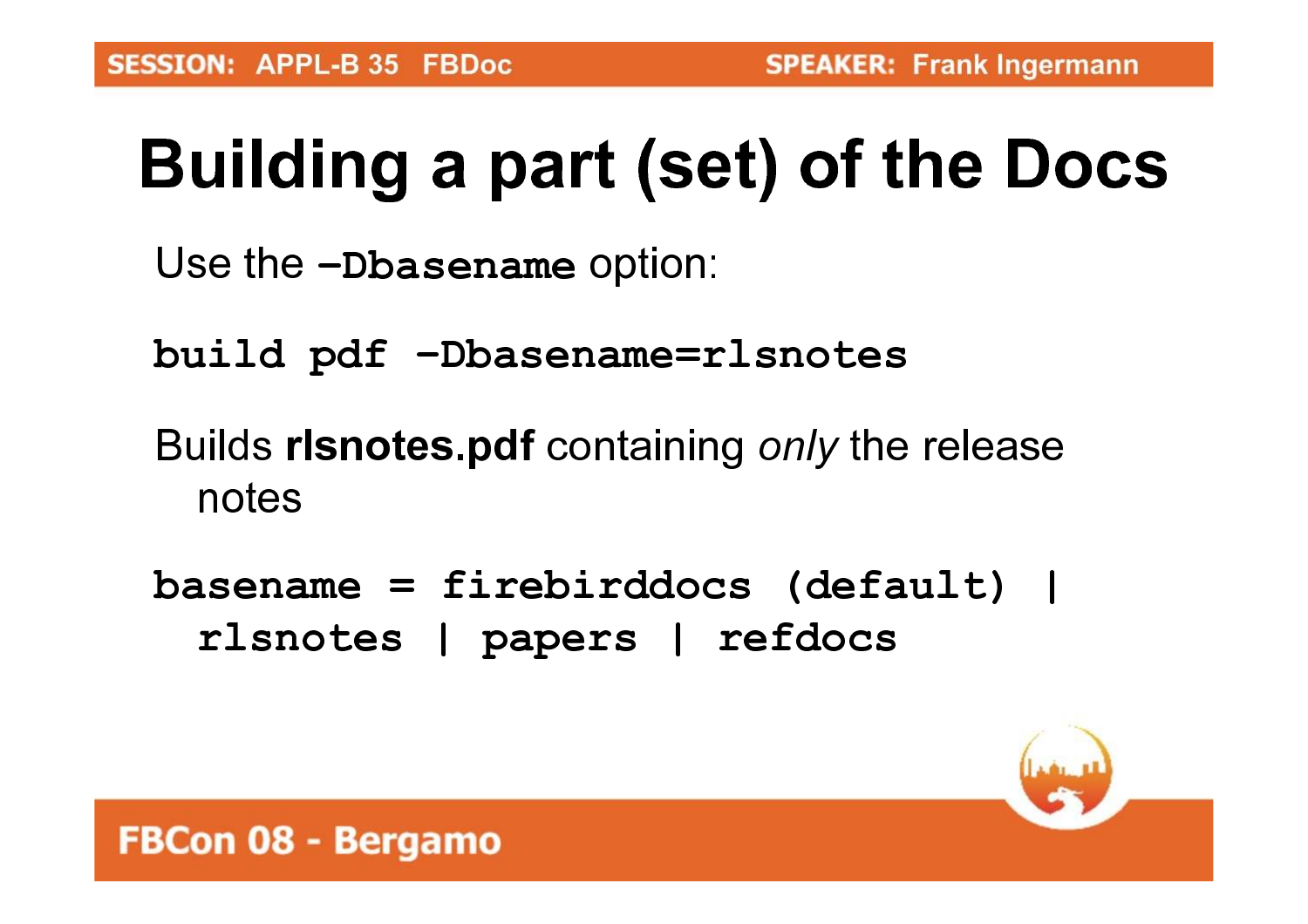# Building a part (set) of the Docs

Use the **-Dbasename** option:

```
build pdf -Dbasename=rlsnotes
```

Builds **rlsnotes.pdf** containing *only* the release notes

```
basename = firebirddocs (default) |
  rlsnotes | papers | refdocs
```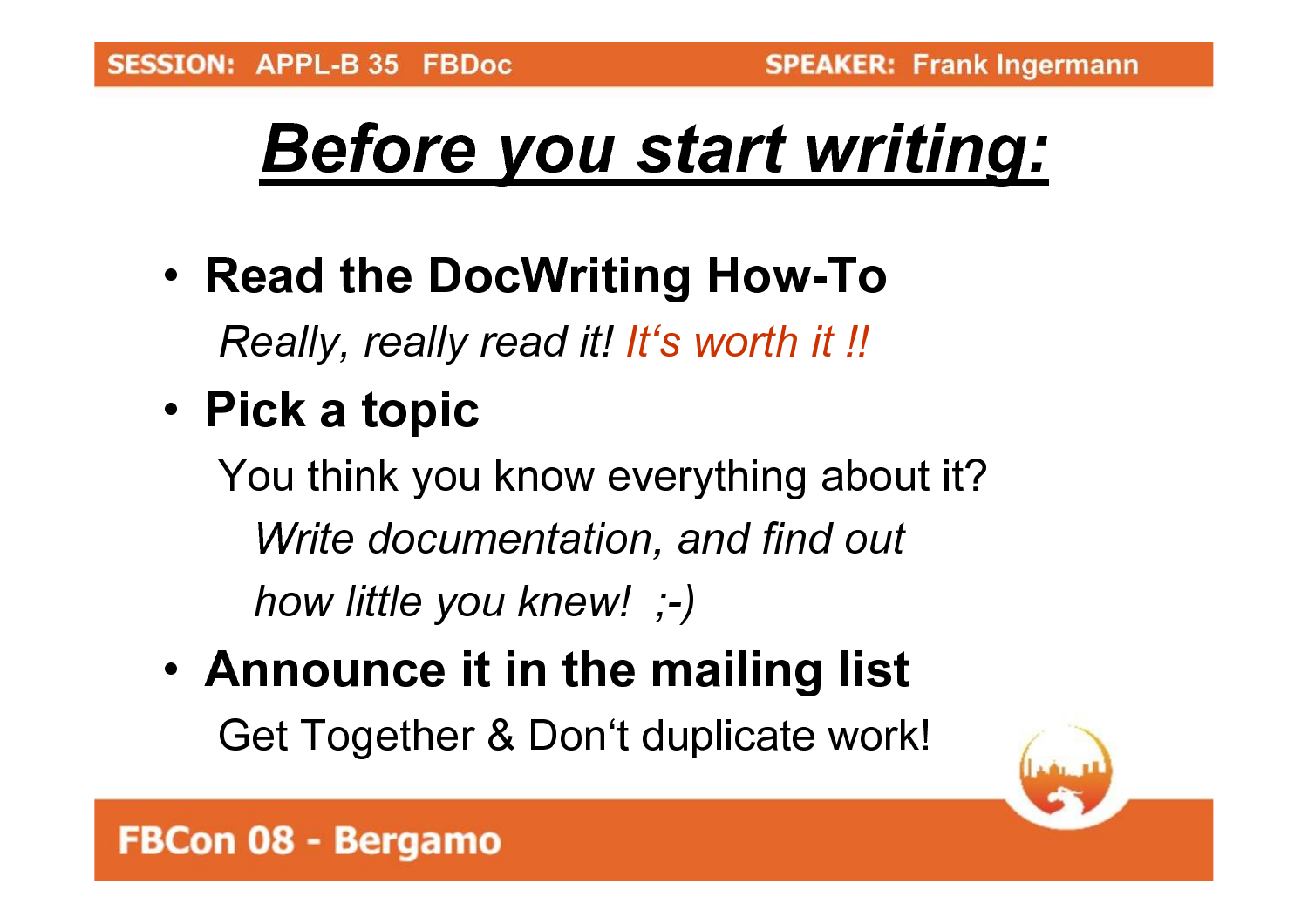# *Before you start writing:*

- **Read the DocWriting How-To**

  *Really, really read it! It‘s worth it !!*

- **Pick a topic**

  You think you know everything about it?

  *Write documentation, and find out how little you knew! ;-)*

- **Announce it in the mailing list**

  Get Together & Don‘t duplicate work!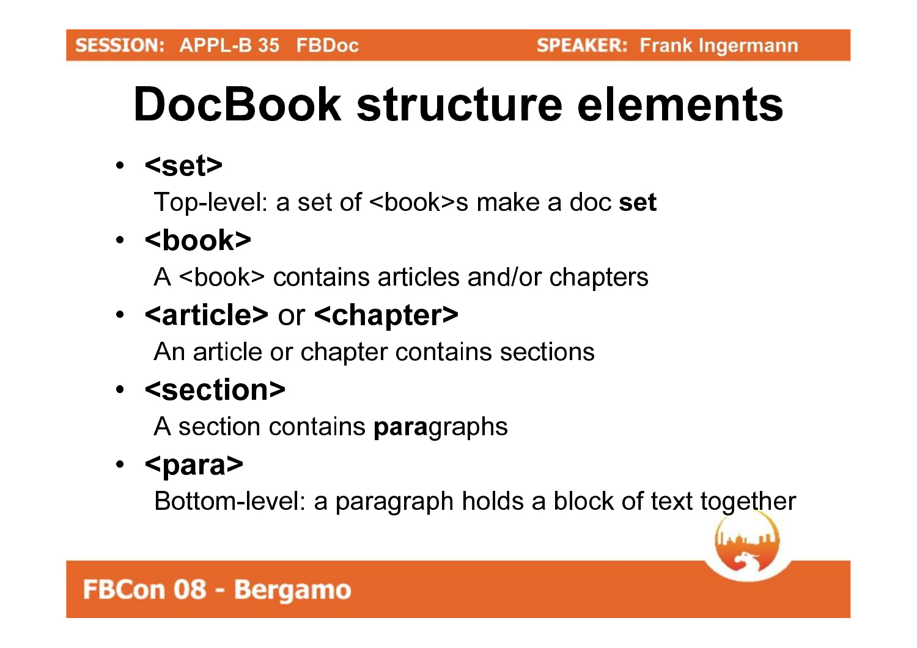# DocBook structure elements

- **<set>**

  Top-level: a set of <book>s make a doc **set**
- **<book>**

  A <book> contains articles and/or chapters
- **<article>** or **<chapter>**

  An article or chapter contains sections
- **<section>**

  A section contains **para**graphs
- **<para>**

  Bottom-level: a paragraph holds a block of text together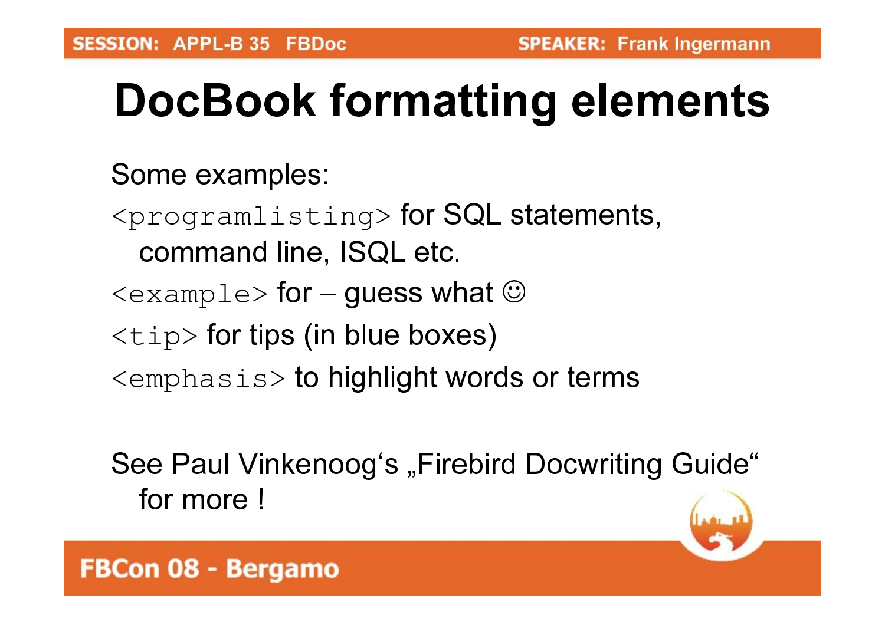# DocBook formatting elements

Some examples:

`<programlisting>` for SQL statements, command line, ISQL etc.

`<example>` for – guess what ☺

`<tip>` for tips (in blue boxes)

`<emphasis>` to highlight words or terms

See Paul Vinkenoog‘s „Firebird Docwriting Guide“ for more !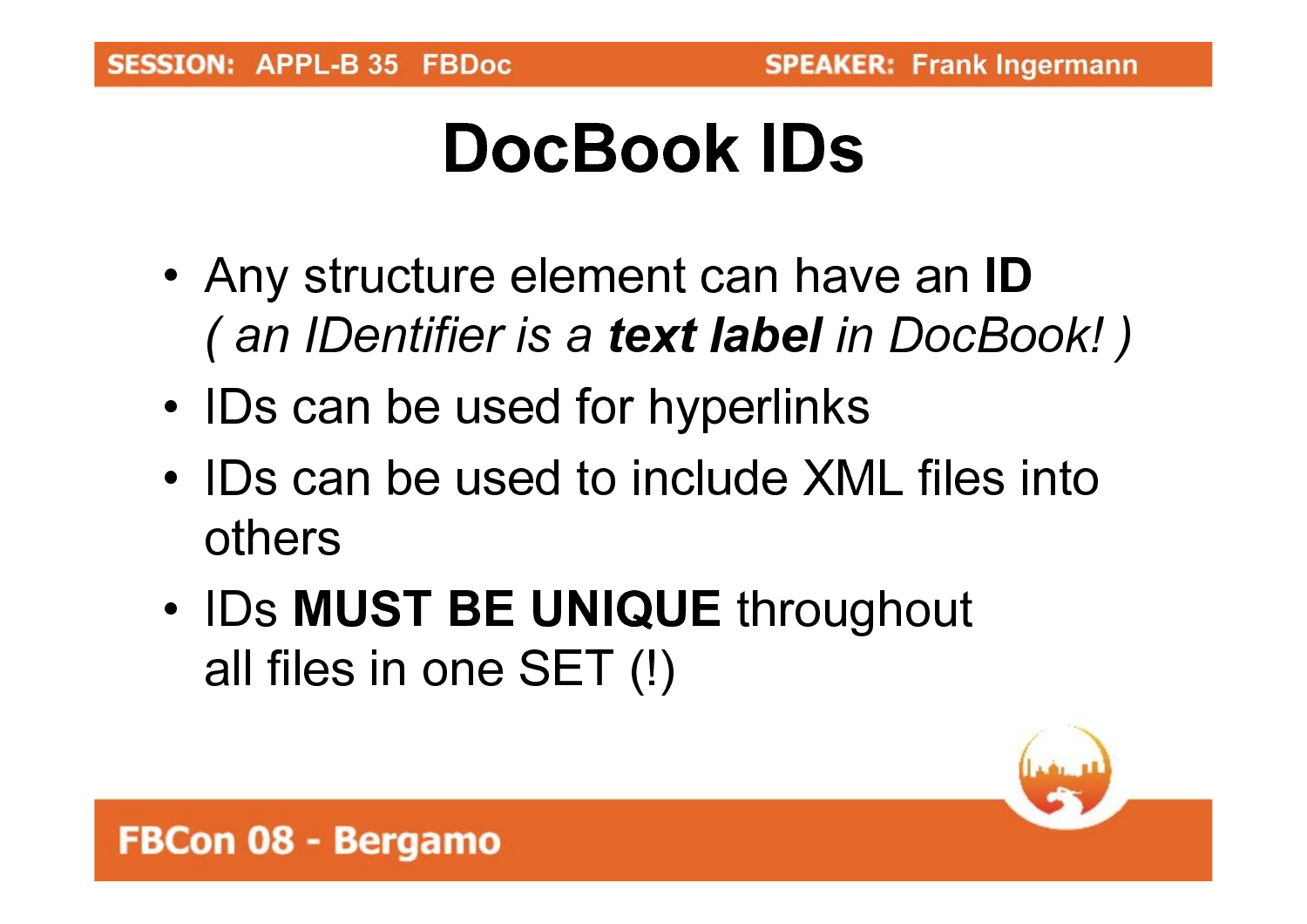# DocBook IDs

- Any structure element can have an **ID**
  *( an IDentifier is a **text label** in DocBook! )*
- IDs can be used for hyperlinks
- IDs can be used to include XML files into others
- IDs **MUST BE UNIQUE** throughout all files in one SET (!)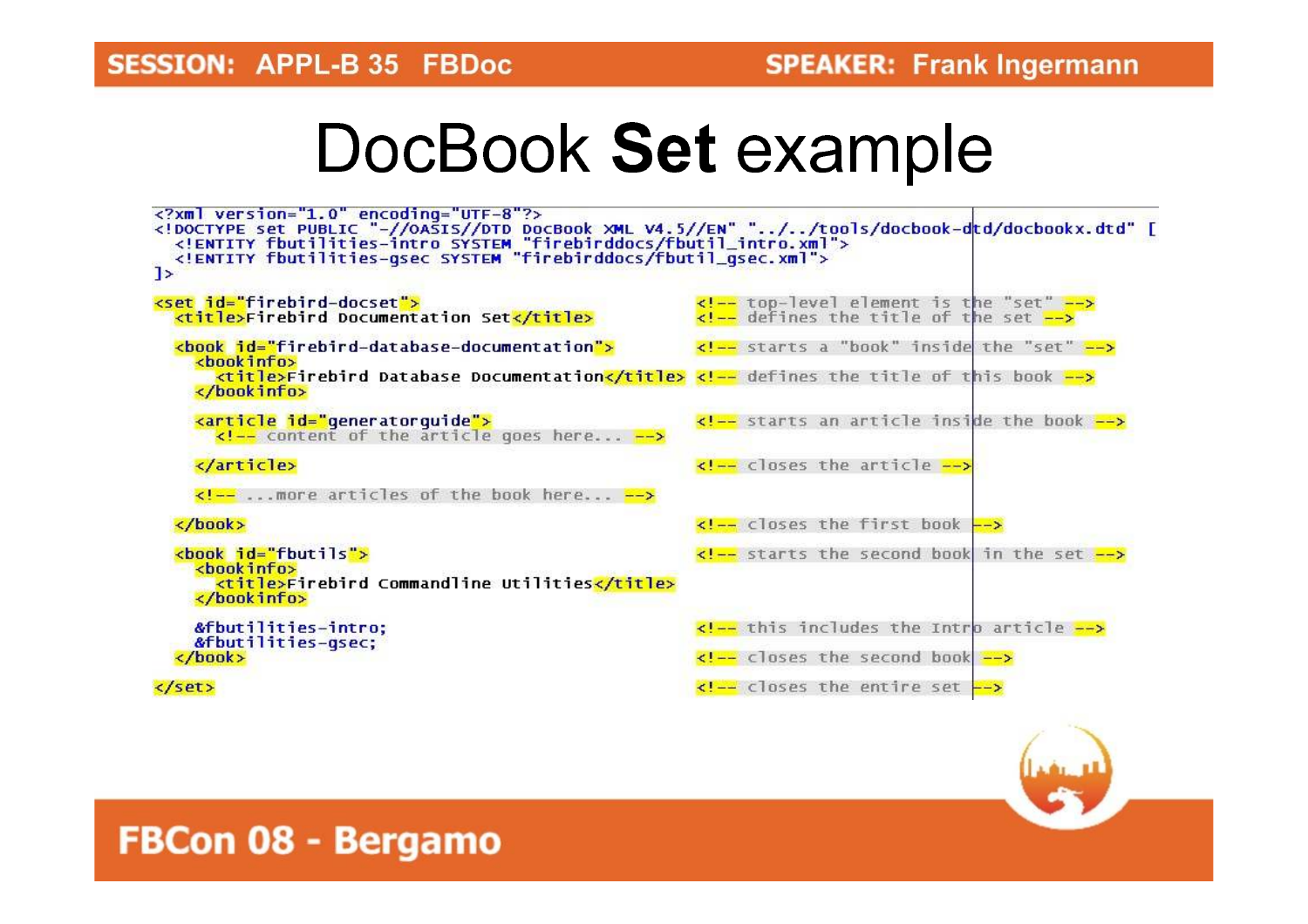# DocBook **Set** example

```
<?xml version="1.0" encoding="UTF-8"?>
<!DOCTYPE set PUBLIC "-//OASIS//DTD DocBook XML V4.5//EN" "../../tools/docbook-dtd/docbookx.dtd" [
  <!ENTITY fbutilities-intro SYSTEM "firebirddocs/fbutil_intro.xml">
  <!ENTITY fbutilities-gsec SYSTEM "firebirddocs/fbutil_gsec.xml">
]>

<set id="firebird-docset">                                  <!-- top-level element is the "set" -->
  <title>Firebird Documentation Set</title>                 <!-- defines the title of the set -->

  <book id="firebird-database-documentation">               <!-- starts a "book" inside the "set" -->
    <bookinfo>
      <title>Firebird Database Documentation</title>        <!-- defines the title of this book -->
    </bookinfo>

    <article id="generatorguide">                           <!-- starts an article inside the book -->
      <!-- content of the article goes here... -->

    </article>                                              <!-- closes the article -->

    <!-- ...more articles of the book here... -->

  </book>                                                   <!-- closes the first book -->

  <book id="fbutils">                                       <!-- starts the second book in the set -->
    <bookinfo>
      <title>Firebird Commandline Utilities</title>
    </bookinfo>

    &fbutilities-intro;                                     <!-- this includes the Intro article -->
    &fbutilities-gsec;
  </book>                                                   <!-- closes the second book -->

</set>                                                      <!-- closes the entire set -->
```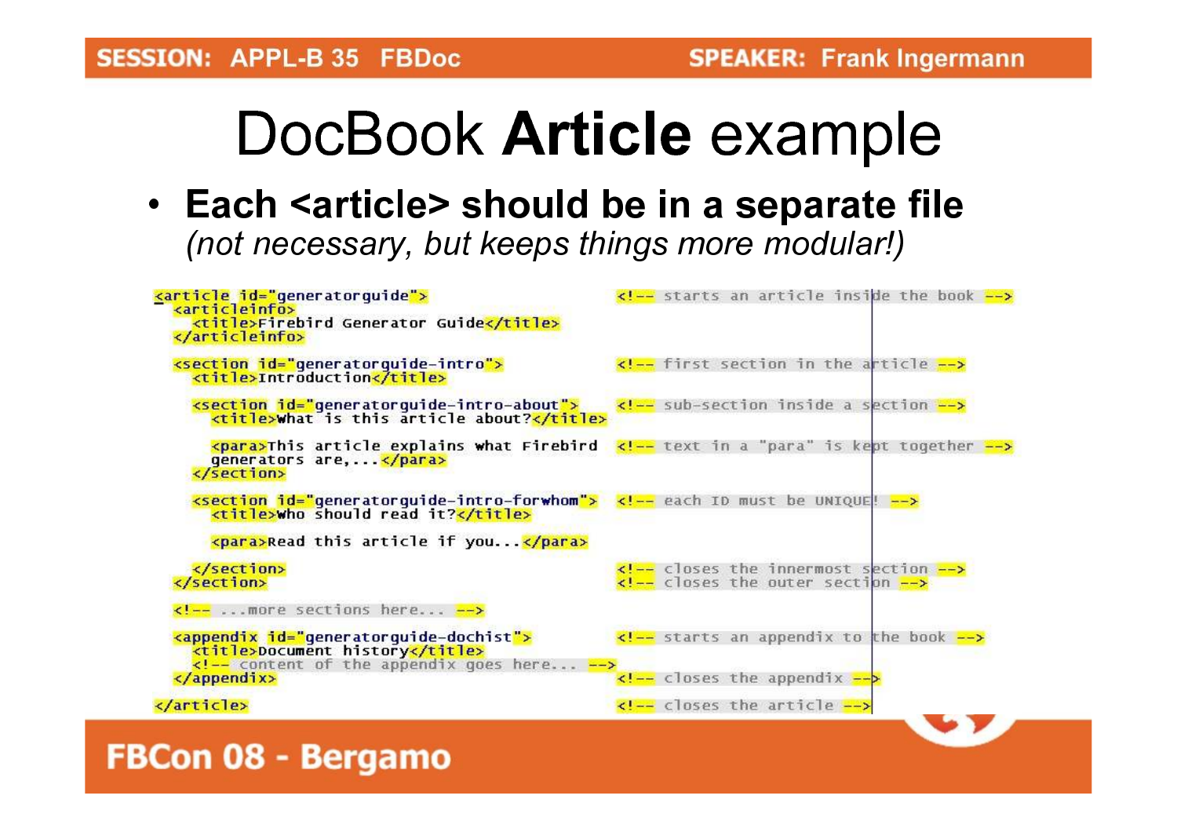# DocBook **Article** example

- **Each <article> should be in a separate file** *(not necessary, but keeps things more modular!)*

```
<article id="generatorguide">                                 <!-- starts an article inside the book -->
  <articleinfo>
    <title>Firebird Generator Guide</title>
  </articleinfo>

  <section id="generatorguide-intro">                          <!-- first section in the article -->
    <title>Introduction</title>

    <section id="generatorguide-intro-about">                  <!-- sub-section inside a section -->
      <title>What is this article about?</title>

      <para>This article explains what Firebird              <!-- text in a "para" is kept together -->
      generators are,...</para>
    </section>

    <section id="generatorguide-intro-forwhom">                <!-- each ID must be UNIQUE! -->
      <title>Who should read it?</title>

      <para>Read this article if you...</para>

    </section>                                                 <!-- closes the innermost section -->
  </section>                                                   <!-- closes the outer section -->

  <!-- ...more sections here... -->

  <appendix id="generatorguide-dochist">                       <!-- starts an appendix to the book -->
    <title>Document history</title>
    <!-- content of the appendix goes here... -->
  </appendix>                                                  <!-- closes the appendix -->

</article>                                                     <!-- closes the article -->
```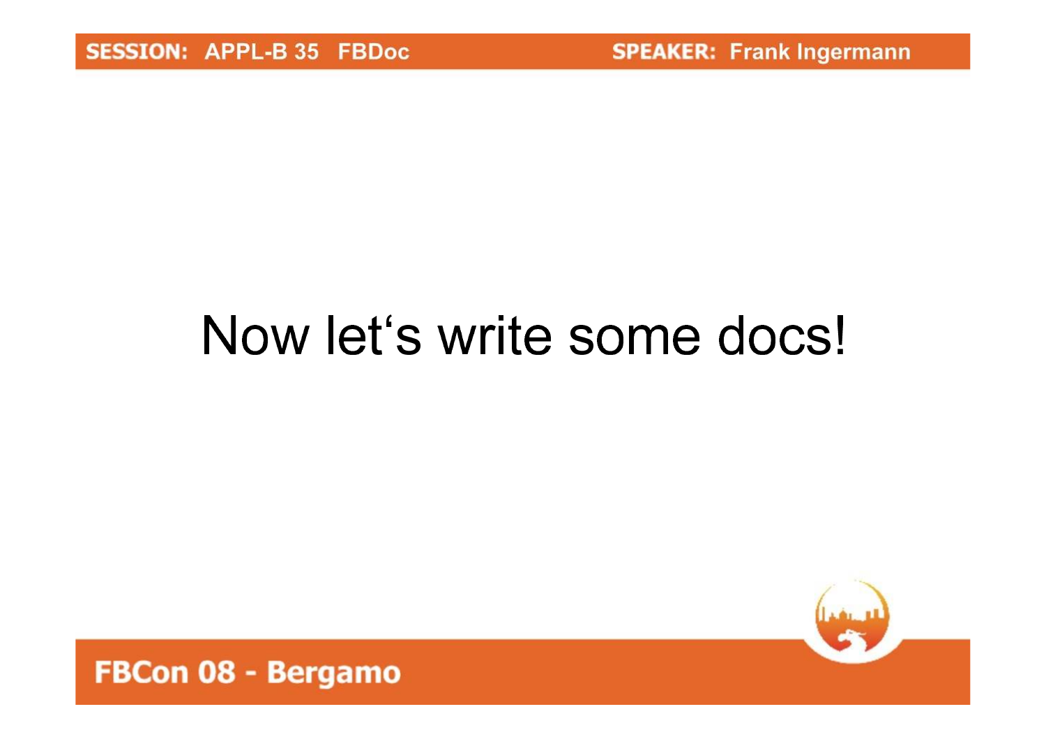# Now let‘s write some docs!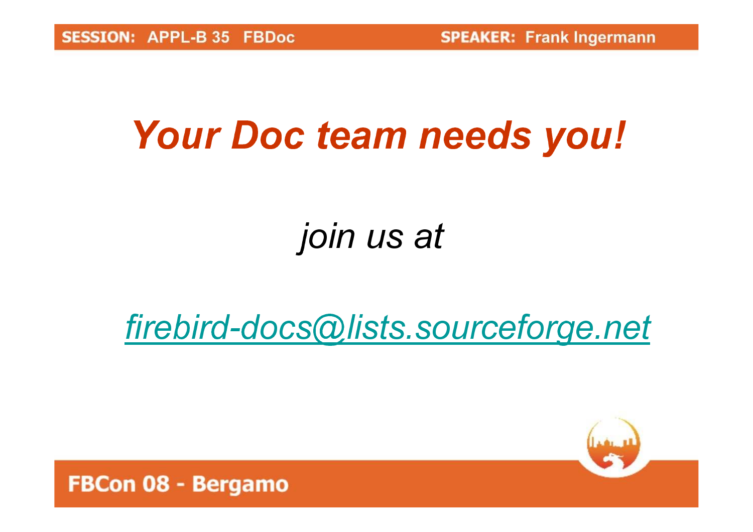# *Your Doc team needs you!*

*join us at*

*firebird-docs@lists.sourceforge.net*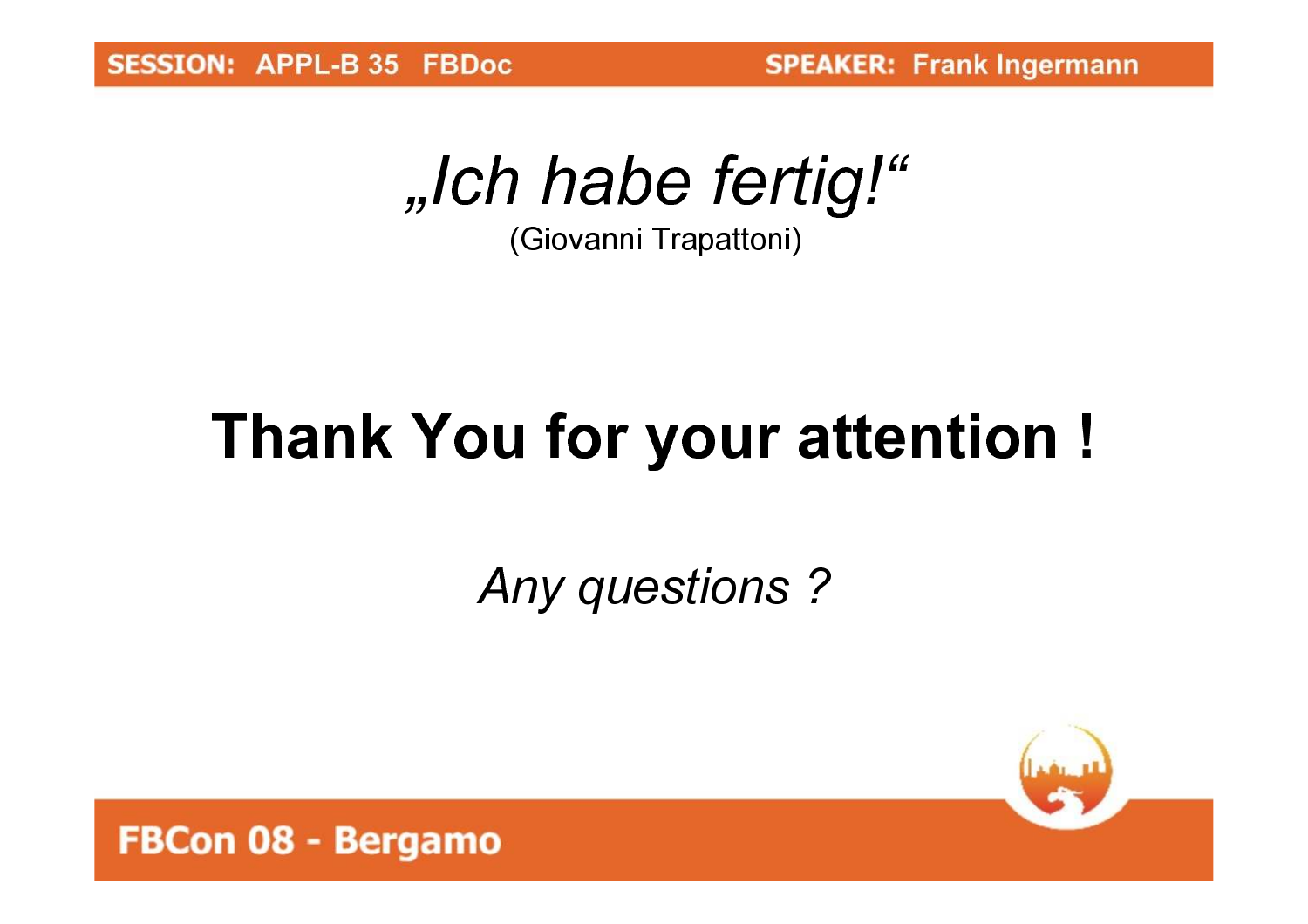*„Ich habe fertig!“*

(Giovanni Trapattoni)

# Thank You for your attention !

*Any questions ?*